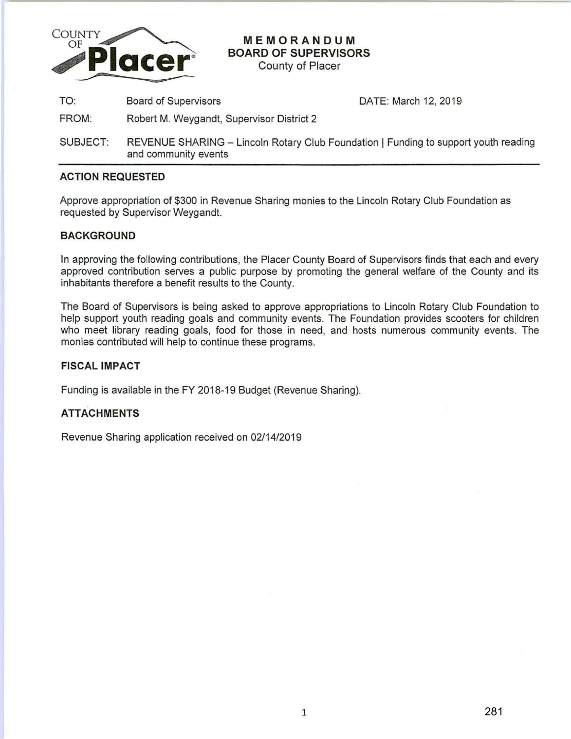COUNTY OF Placer

# MEMORANDUM
## BOARD OF SUPERVISORS
County of Placer

| | | |
|---|---|---|
| TO: | Board of Supervisors | DATE: March 12, 2019 |
| FROM: | Robert M. Weygandt, Supervisor District 2 | |
| SUBJECT: | REVENUE SHARING – Lincoln Rotary Club Foundation \| Funding to support youth reading and community events | |

### ACTION REQUESTED

Approve appropriation of $300 in Revenue Sharing monies to the Lincoln Rotary Club Foundation as requested by Supervisor Weygandt.

### BACKGROUND

In approving the following contributions, the Placer County Board of Supervisors finds that each and every approved contribution serves a public purpose by promoting the general welfare of the County and its inhabitants therefore a benefit results to the County.

The Board of Supervisors is being asked to approve appropriations to Lincoln Rotary Club Foundation to help support youth reading goals and community events. The Foundation provides scooters for children who meet library reading goals, food for those in need, and hosts numerous community events. The monies contributed will help to continue these programs.

### FISCAL IMPACT

Funding is available in the FY 2018-19 Budget (Revenue Sharing).

### ATTACHMENTS

Revenue Sharing application received on 02/14/2019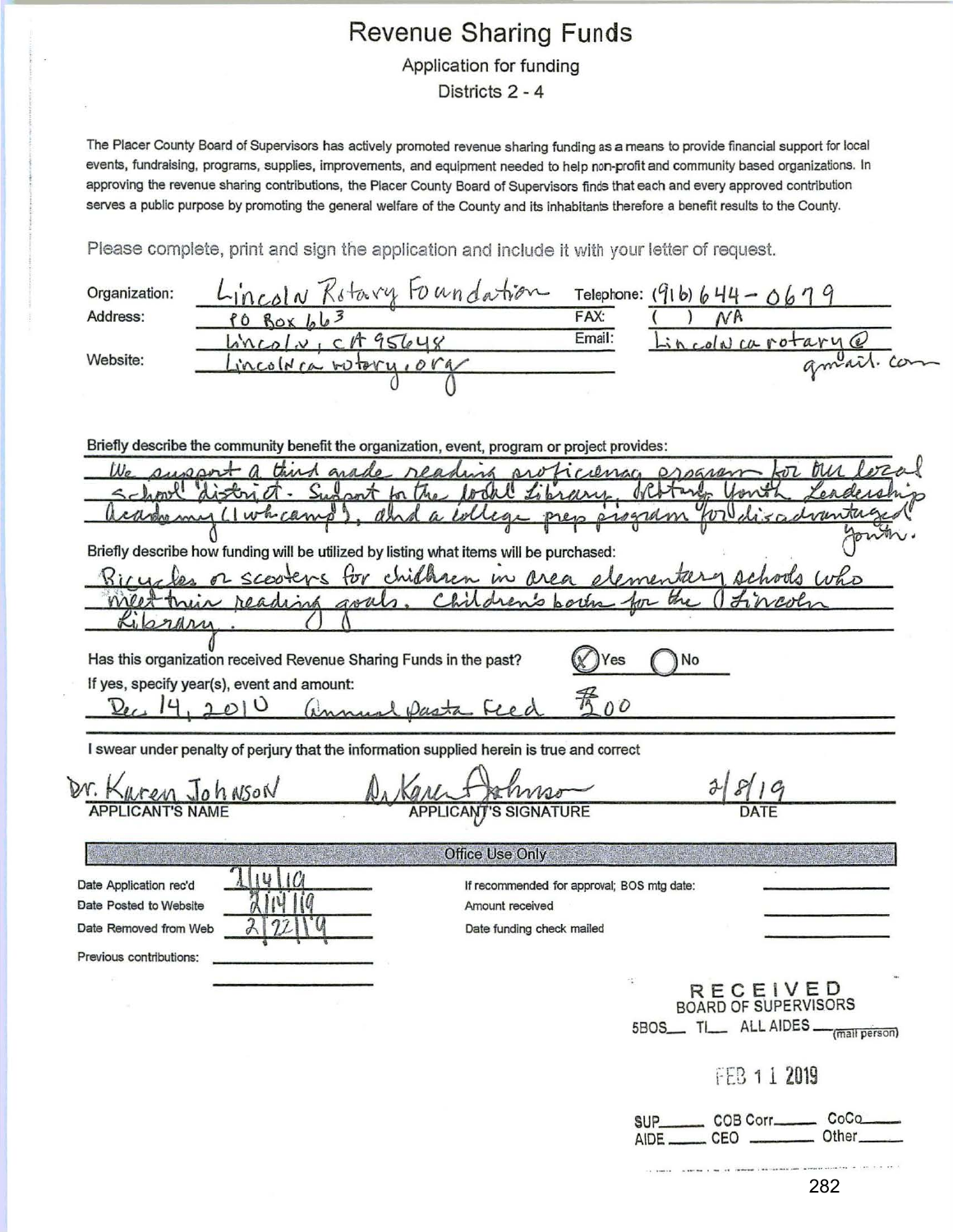# Revenue Sharing Funds

Application for funding

Districts 2 - 4

The Placer County Board of Supervisors has actively promoted revenue sharing funding as a means to provide financial support for local events, fundraising, programs, supplies, improvements, and equipment needed to help non-profit and community based organizations. In approving the revenue sharing contributions, the Placer County Board of Supervisors finds that each and every approved contribution serves a public purpose by promoting the general welfare of the County and its inhabitants therefore a benefit results to the County.

Please complete, print and sign the application and include it with your letter of request.

Organization: Lincoln Rotary Foundation

Telephone: (916) 644-0679

Address: PO Box 663, Lincoln, CA 95648

FAX: ( ) NA

Email: Lincolncarotary@gmail.com

Website: Lincolnca rotary.org

Briefly describe the community benefit the organization, event, program or project provides:

We support a third grade reading proficiency program for our local school district. Support for the local Library, Rotary Youth Leadership Academy (luhcamp), and a college prep program for disadvantaged youth.

Briefly describe how funding will be utilized by listing what items will be purchased:

Bicycles or scooters for children in area elementary schools who meet their reading goals. Children's books for the Lincoln Library.

Has this organization received Revenue Sharing Funds in the past? ☒ Yes ☐ No

If yes, specify year(s), event and amount:

Dec 14, 2010 Annual Pasta Feed $500

I swear under penalty of perjury that the information supplied herein is true and correct

APPLICANT'S NAME: Dr. Karen Johnson

APPLICANT'S SIGNATURE: [signature]

DATE: 2/8/19

**Office Use Only**

| | | | |
|---|---|---|---|
| Date Application rec'd | 2/14/19 | If recommended for approval; BOS mtg date: | |
| Date Posted to Website | 2/14/19 | Amount received | |
| Date Removed from Web | 2/22/19 | Date funding check mailed | |
| Previous contributions: | | | |

RECEIVED
BOARD OF SUPERVISORS
5BOS___ TI___ ALL AIDES___ (mail person)

FEB 11 2019

SUP___ COB Corr___ CoCo___
AIDE___ CEO___ Other___